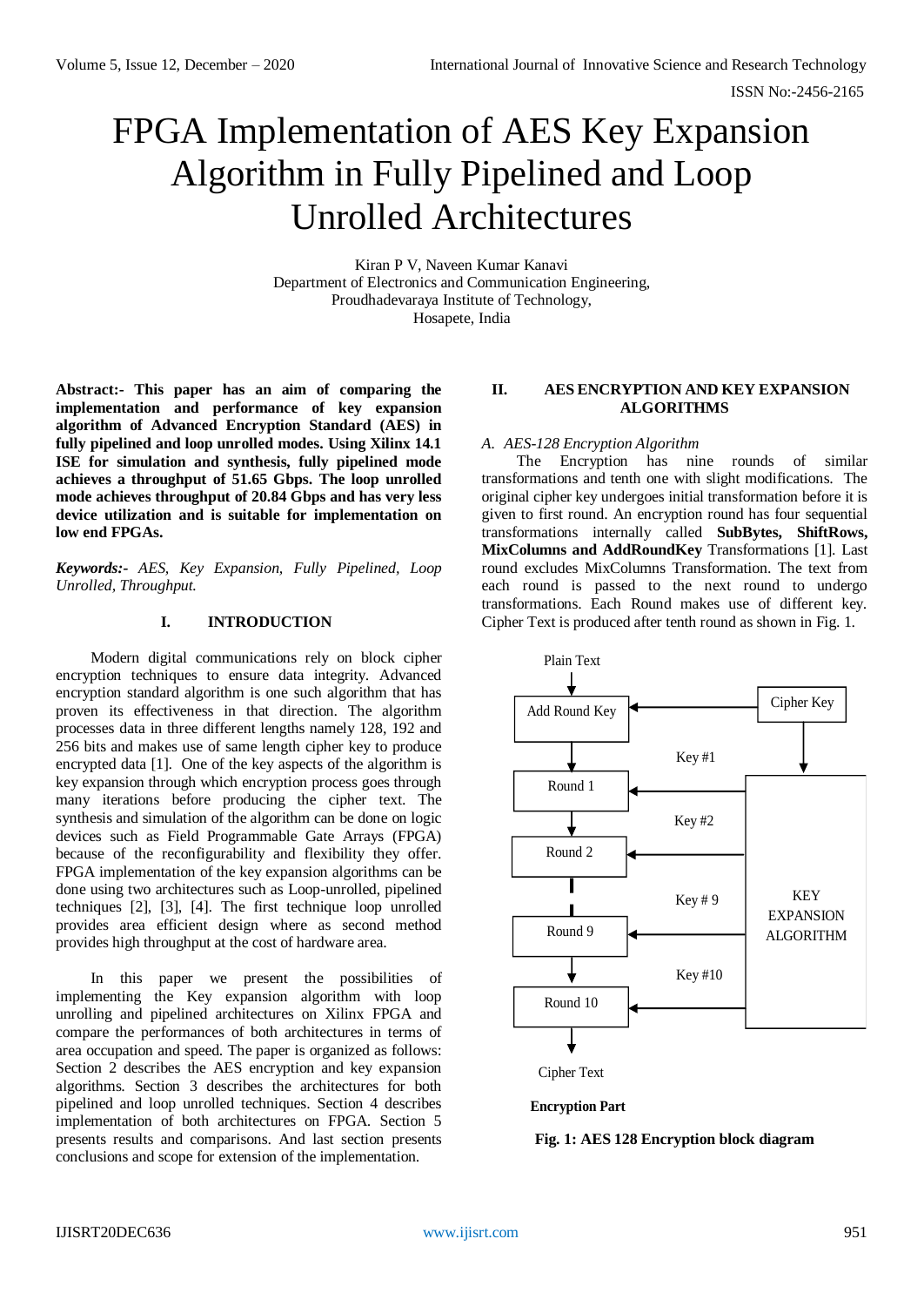# FPGA Implementation of AES Key Expansion Algorithm in Fully Pipelined and Loop Unrolled Architectures

Kiran P V, Naveen Kumar Kanavi
Department of Electronics and Communication Engineering,
Proudhadevaraya Institute of Technology,
Hosapete, India

**Abstract:- This paper has an aim of comparing the implementation and performance of key expansion algorithm of Advanced Encryption Standard (AES) in fully pipelined and loop unrolled modes. Using Xilinx 14.1 ISE for simulation and synthesis, fully pipelined mode achieves a throughput of 51.65 Gbps. The loop unrolled mode achieves throughput of 20.84 Gbps and has very less device utilization and is suitable for implementation on low end FPGAs.**

***Keywords:-*** *AES, Key Expansion, Fully Pipelined, Loop Unrolled, Throughput.*

## I. INTRODUCTION

Modern digital communications rely on block cipher encryption techniques to ensure data integrity. Advanced encryption standard algorithm is one such algorithm that has proven its effectiveness in that direction. The algorithm processes data in three different lengths namely 128, 192 and 256 bits and makes use of same length cipher key to produce encrypted data [1]. One of the key aspects of the algorithm is key expansion through which encryption process goes through many iterations before producing the cipher text. The synthesis and simulation of the algorithm can be done on logic devices such as Field Programmable Gate Arrays (FPGA) because of the reconfigurability and flexibility they offer. FPGA implementation of the key expansion algorithms can be done using two architectures such as Loop-unrolled, pipelined techniques [2], [3], [4]. The first technique loop unrolled provides area efficient design where as second method provides high throughput at the cost of hardware area.

In this paper we present the possibilities of implementing the Key expansion algorithm with loop unrolling and pipelined architectures on Xilinx FPGA and compare the performances of both architectures in terms of area occupation and speed. The paper is organized as follows: Section 2 describes the AES encryption and key expansion algorithms. Section 3 describes the architectures for both pipelined and loop unrolled techniques. Section 4 describes implementation of both architectures on FPGA. Section 5 presents results and comparisons. And last section presents conclusions and scope for extension of the implementation.

## II. AES ENCRYPTION AND KEY EXPANSION ALGORITHMS

### *A. AES-128 Encryption Algorithm*

The Encryption has nine rounds of similar transformations and tenth one with slight modifications. The original cipher key undergoes initial transformation before it is given to first round. An encryption round has four sequential transformations internally called **SubBytes, ShiftRows, MixColumns and AddRoundKey** Transformations [1]. Last round excludes MixColumns Transformation. The text from each round is passed to the next round to undergo transformations. Each Round makes use of different key. Cipher Text is produced after tenth round as shown in Fig. 1.

Plain Text
Add Round Key
Cipher Key
Key #1
Round 1
Key #2
Round 2
Key # 9
Round 9
KEY EXPANSION ALGORITHM
Key #10
Round 10
Cipher Text
**Encryption Part**

**Fig. 1: AES 128 Encryption block diagram**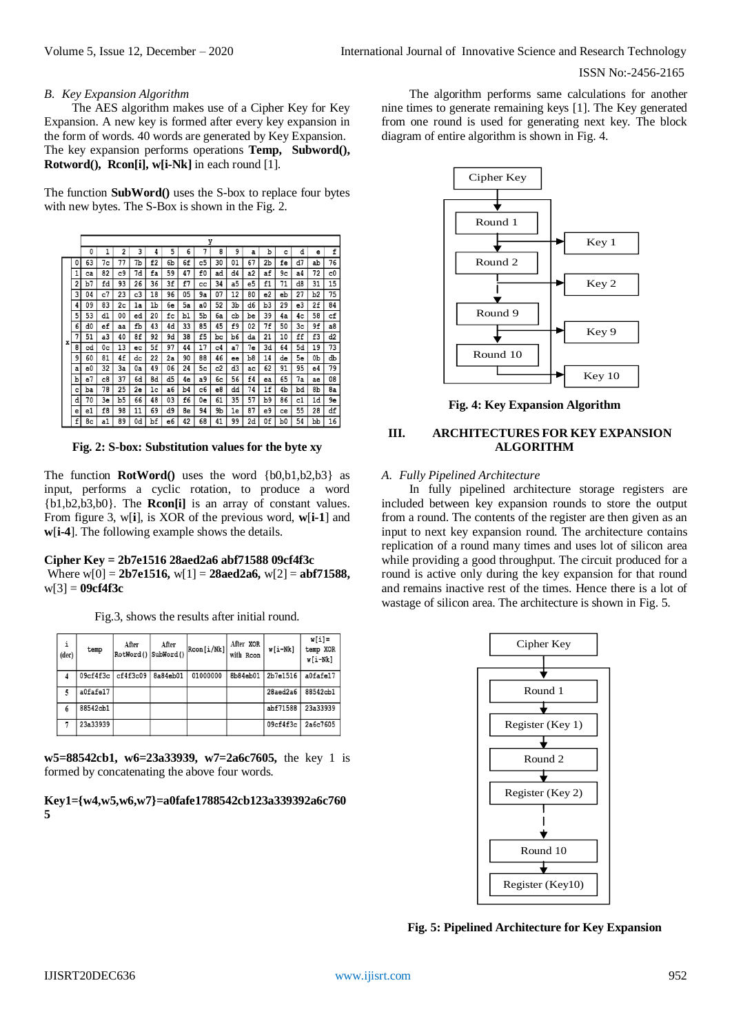### B. *Key Expansion Algorithm*

The AES algorithm makes use of a Cipher Key for Key Expansion. A new key is formed after every key expansion in the form of words. 40 words are generated by Key Expansion. The key expansion performs operations **Temp, Subword(), Rotword(), Rcon[i], w[i-Nk]** in each round [1].

The function **SubWord()** uses the S-box to replace four bytes with new bytes. The S-Box is shown in the Fig. 2.

| x \ y | 0 | 1 | 2 | 3 | 4 | 5 | 6 | 7 | 8 | 9 | a | b | c | d | e | f |
|---|---|---|---|---|---|---|---|---|---|---|---|---|---|---|---|---|
| 0 | 63 | 7c | 77 | 7b | f2 | 6b | 6f | c5 | 30 | 01 | 67 | 2b | fe | d7 | ab | 76 |
| 1 | ca | 82 | c9 | 7d | fa | 59 | 47 | f0 | ad | d4 | a2 | af | 9c | a4 | 72 | c0 |
| 2 | b7 | fd | 93 | 26 | 36 | 3f | f7 | cc | 34 | a5 | e5 | f1 | 71 | d8 | 31 | 15 |
| 3 | 04 | c7 | 23 | c3 | 18 | 96 | 05 | 9a | 07 | 12 | 80 | e2 | eb | 27 | b2 | 75 |
| 4 | 09 | 83 | 2c | 1a | 1b | 6e | 5a | a0 | 52 | 3b | d6 | b3 | 29 | e3 | 2f | 84 |
| 5 | 53 | d1 | 00 | ed | 20 | fc | b1 | 5b | 6a | cb | be | 39 | 4a | 4c | 58 | cf |
| 6 | d0 | ef | aa | fb | 43 | 4d | 33 | 85 | 45 | f9 | 02 | 7f | 50 | 3c | 9f | a8 |
| 7 | 51 | a3 | 40 | 8f | 92 | 9d | 38 | f5 | bc | b6 | da | 21 | 10 | ff | f3 | d2 |
| 8 | cd | 0c | 13 | ec | 5f | 97 | 44 | 17 | c4 | a7 | 7e | 3d | 64 | 5d | 19 | 73 |
| 9 | 60 | 81 | 4f | dc | 22 | 2a | 90 | 88 | 46 | ee | b8 | 14 | de | 5e | 0b | db |
| a | e0 | 32 | 3a | 0a | 49 | 06 | 24 | 5c | c2 | d3 | ac | 62 | 91 | 95 | e4 | 79 |
| b | e7 | c8 | 37 | 6d | 8d | d5 | 4e | a9 | 6c | 56 | f4 | ea | 65 | 7a | ae | 08 |
| c | ba | 78 | 25 | 2e | 1c | a6 | b4 | c6 | e8 | dd | 74 | 1f | 4b | bd | 8b | 8a |
| d | 70 | 3e | b5 | 66 | 48 | 03 | f6 | 0e | 61 | 35 | 57 | b9 | 86 | c1 | 1d | 9e |
| e | e1 | f8 | 98 | 11 | 69 | d9 | 8e | 94 | 9b | 1e | 87 | e9 | ce | 55 | 28 | df |
| f | 8c | a1 | 89 | 0d | bf | e6 | 42 | 68 | 41 | 99 | 2d | 0f | b0 | 54 | bb | 16 |

**Fig. 2: S-box: Substitution values for the byte xy**

The function **RotWord()** uses the word {b0,b1,b2,b3} as input, performs a cyclic rotation, to produce a word {b1,b2,b3,b0}. The **Rcon[i]** is an array of constant values. From figure 3, w[**i**], is XOR of the previous word, **w[i-1**] and **w[i-4**]. The following example shows the details.

**Cipher Key = 2b7e1516 28aed2a6 abf71588 09cf4f3c**
Where w[0] = **2b7e1516,** w[1] = **28aed2a6,** w[2] = **abf71588,** w[3] = **09cf4f3c**

Fig.3, shows the results after initial round.

| i (dec) | temp | After RotWord() | After SubWord() | Rcon[i/Nk] | After XOR with Rcon | w[i-Nk] | w[i]= temp XOR w[i-Nk] |
|---|---|---|---|---|---|---|---|
| 4 | 09cf4f3c | cf4f3c09 | 8a84eb01 | 01000000 | 8b84eb01 | 2b7e1516 | a0fafe17 |
| 5 | a0fafe17 | | | | | 28aed2a6 | 88542cb1 |
| 6 | 88542cb1 | | | | | abf71588 | 23a33939 |
| 7 | 23a33939 | | | | | 09cf4f3c | 2a6c7605 |

**w5=88542cb1, w6=23a33939, w7=2a6c7605,** the key 1 is formed by concatenating the above four words.

**Key1={w4,w5,w6,w7}=a0fafe1788542cb123a339392a6c7605**

The algorithm performs same calculations for another nine times to generate remaining keys [1]. The Key generated from one round is used for generating next key. The block diagram of entire algorithm is shown in Fig. 4.

Cipher Key
Round 1
Key 1
Round 2
Key 2
Round 9
Key 9
Round 10
Key 10

**Fig. 4: Key Expansion Algorithm**

## III. ARCHITECTURES FOR KEY EXPANSION ALGORITHM

### A. *Fully Pipelined Architecture*

In fully pipelined architecture storage registers are included between key expansion rounds to store the output from a round. The contents of the register are then given as an input to next key expansion round. The architecture contains replication of a round many times and uses lot of silicon area while providing a good throughput. The circuit produced for a round is active only during the key expansion for that round and remains inactive rest of the times. Hence there is a lot of wastage of silicon area. The architecture is shown in Fig. 5.

Cipher Key
Round 1
Register (Key 1)
Round 2
Register (Key 2)
Round 10
Register (Key10)

**Fig. 5: Pipelined Architecture for Key Expansion**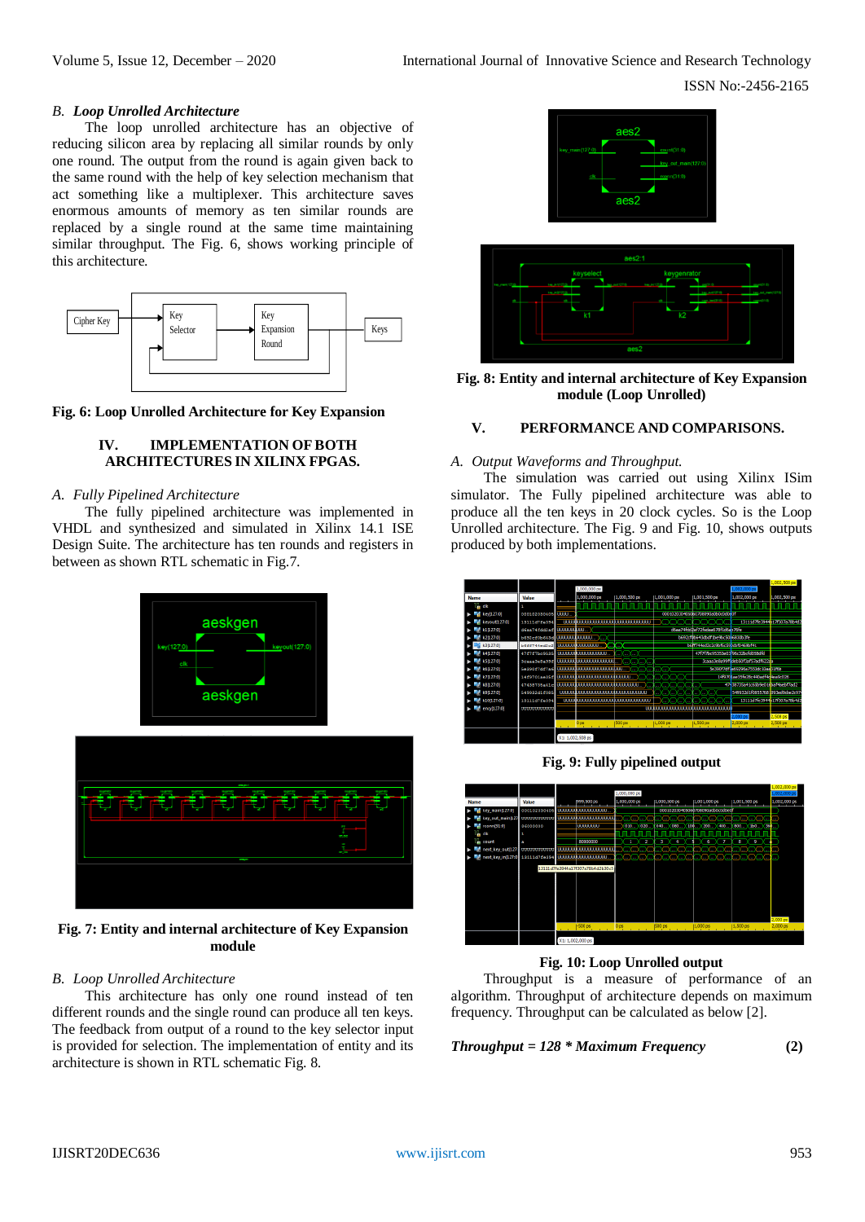### B. *Loop Unrolled Architecture*

The loop unrolled architecture has an objective of reducing silicon area by replacing all similar rounds by only one round. The output from the round is again given back to the same round with the help of key selection mechanism that act something like a multiplexer. This architecture saves enormous amounts of memory as ten similar rounds are replaced by a single round at the same time maintaining similar throughput. The Fig. 6, shows working principle of this architecture.

Cipher Key

Key Selector

Key Expansion Round

Keys

**Fig. 6: Loop Unrolled Architecture for Key Expansion**

## IV. IMPLEMENTATION OF BOTH ARCHITECTURES IN XILINX FPGAS.

### A. *Fully Pipelined Architecture*

The fully pipelined architecture was implemented in VHDL and synthesized and simulated in Xilinx 14.1 ISE Design Suite. The architecture has ten rounds and registers in between as shown RTL schematic in Fig.7.

aeskgen

key(127:0)

keyout(127:0)

clk

aeskgen

**Fig. 7: Entity and internal architecture of Key Expansion module**

### B. *Loop Unrolled Architecture*

This architecture has only one round instead of ten different rounds and the single round can produce all ten keys. The feedback from output of a round to the key selector input is provided for selection. The implementation of entity and its architecture is shown in RTL schematic Fig. 8.

aes2

key_main(127:0)

count(31:0)

key_out_main(127:0)

clk

rconm(31:0)

aes2

aes2:1

keyselect

keygenrator

k1

k2

aes2

**Fig. 8: Entity and internal architecture of Key Expansion module (Loop Unrolled)**

## V. PERFORMANCE AND COMPARISONS.

### A. *Output Waveforms and Throughput.*

The simulation was carried out using Xilinx ISim simulator. The Fully pipelined architecture was able to produce all the ten keys in 20 clock cycles. So is the Loop Unrolled architecture. The Fig. 9 and Fig. 10, shows outputs produced by both implementations.

**Fig. 9: Fully pipelined output**

**Fig. 10: Loop Unrolled output**

Throughput is a measure of performance of an algorithm. Throughput of architecture depends on maximum frequency. Throughput can be calculated as below [2].

$$\textit{Throughput} = 128 * \textit{Maximum Frequency} \qquad (2)$$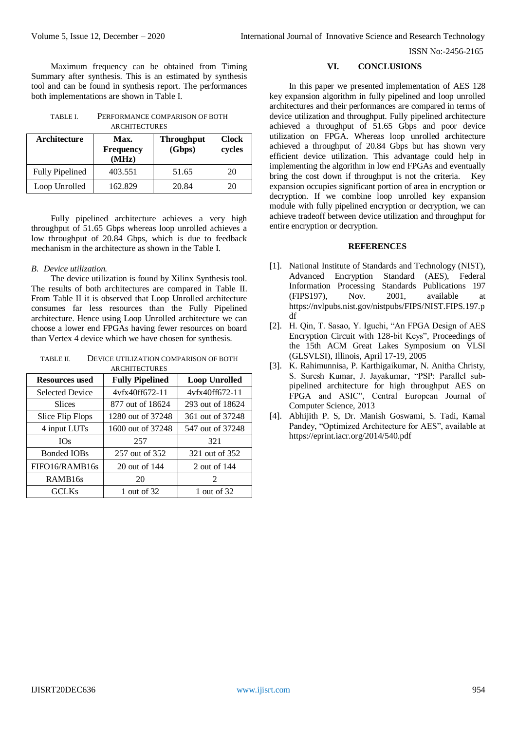Maximum frequency can be obtained from Timing Summary after synthesis. This is an estimated by synthesis tool and can be found in synthesis report. The performances both implementations are shown in Table I.

TABLE I. PERFORMANCE COMPARISON OF BOTH ARCHITECTURES

| Architecture | Max. Frequency (MHz) | Throughput (Gbps) | Clock cycles |
|---|---|---|---|
| Fully Pipelined | 403.551 | 51.65 | 20 |
| Loop Unrolled | 162.829 | 20.84 | 20 |

Fully pipelined architecture achieves a very high throughput of 51.65 Gbps whereas loop unrolled achieves a low throughput of 20.84 Gbps, which is due to feedback mechanism in the architecture as shown in the Table I.

### *B. Device utilization.*

The device utilization is found by Xilinx Synthesis tool. The results of both architectures are compared in Table II. From Table II it is observed that Loop Unrolled architecture consumes far less resources than the Fully Pipelined architecture. Hence using Loop Unrolled architecture we can choose a lower end FPGAs having fewer resources on board than Vertex 4 device which we have chosen for synthesis.

TABLE II. DEVICE UTILIZATION COMPARISON OF BOTH ARCHITECTURES

| Resources used | Fully Pipelined | Loop Unrolled |
|---|---|---|
| Selected Device | 4vfx40ff672-11 | 4vfx40ff672-11 |
| Slices | 877 out of 18624 | 293 out of 18624 |
| Slice Flip Flops | 1280 out of 37248 | 361 out of 37248 |
| 4 input LUTs | 1600 out of 37248 | 547 out of 37248 |
| IOs | 257 | 321 |
| Bonded IOBs | 257 out of 352 | 321 out of 352 |
| FIFO16/RAMB16s | 20 out of 144 | 2 out of 144 |
| RAMB16s | 20 | 2 |
| GCLKs | 1 out of 32 | 1 out of 32 |

## VI. CONCLUSIONS

In this paper we presented implementation of AES 128 key expansion algorithm in fully pipelined and loop unrolled architectures and their performances are compared in terms of device utilization and throughput. Fully pipelined architecture achieved a throughput of 51.65 Gbps and poor device utilization on FPGA. Whereas loop unrolled architecture achieved a throughput of 20.84 Gbps but has shown very efficient device utilization. This advantage could help in implementing the algorithm in low end FPGAs and eventually bring the cost down if throughput is not the criteria. Key expansion occupies significant portion of area in encryption or decryption. If we combine loop unrolled key expansion module with fully pipelined encryption or decryption, we can achieve tradeoff between device utilization and throughput for entire encryption or decryption.

## REFERENCES

[1]. National Institute of Standards and Technology (NIST), Advanced Encryption Standard (AES), Federal Information Processing Standards Publications 197 (FIPS197), Nov. 2001, available at https://nvlpubs.nist.gov/nistpubs/FIPS/NIST.FIPS.197.pdf

[2]. H. Qin, T. Sasao, Y. Iguchi, "An FPGA Design of AES Encryption Circuit with 128-bit Keys", Proceedings of the 15th ACM Great Lakes Symposium on VLSI (GLSVLSI), Illinois, April 17-19, 2005

[3]. K. Rahimunnisa, P. Karthigaikumar, N. Anitha Christy, S. Suresh Kumar, J. Jayakumar, "PSP: Parallel sub-pipelined architecture for high throughput AES on FPGA and ASIC", Central European Journal of Computer Science, 2013

[4]. Abhijith P. S, Dr. Manish Goswami, S. Tadi, Kamal Pandey, "Optimized Architecture for AES", available at https://eprint.iacr.org/2014/540.pdf